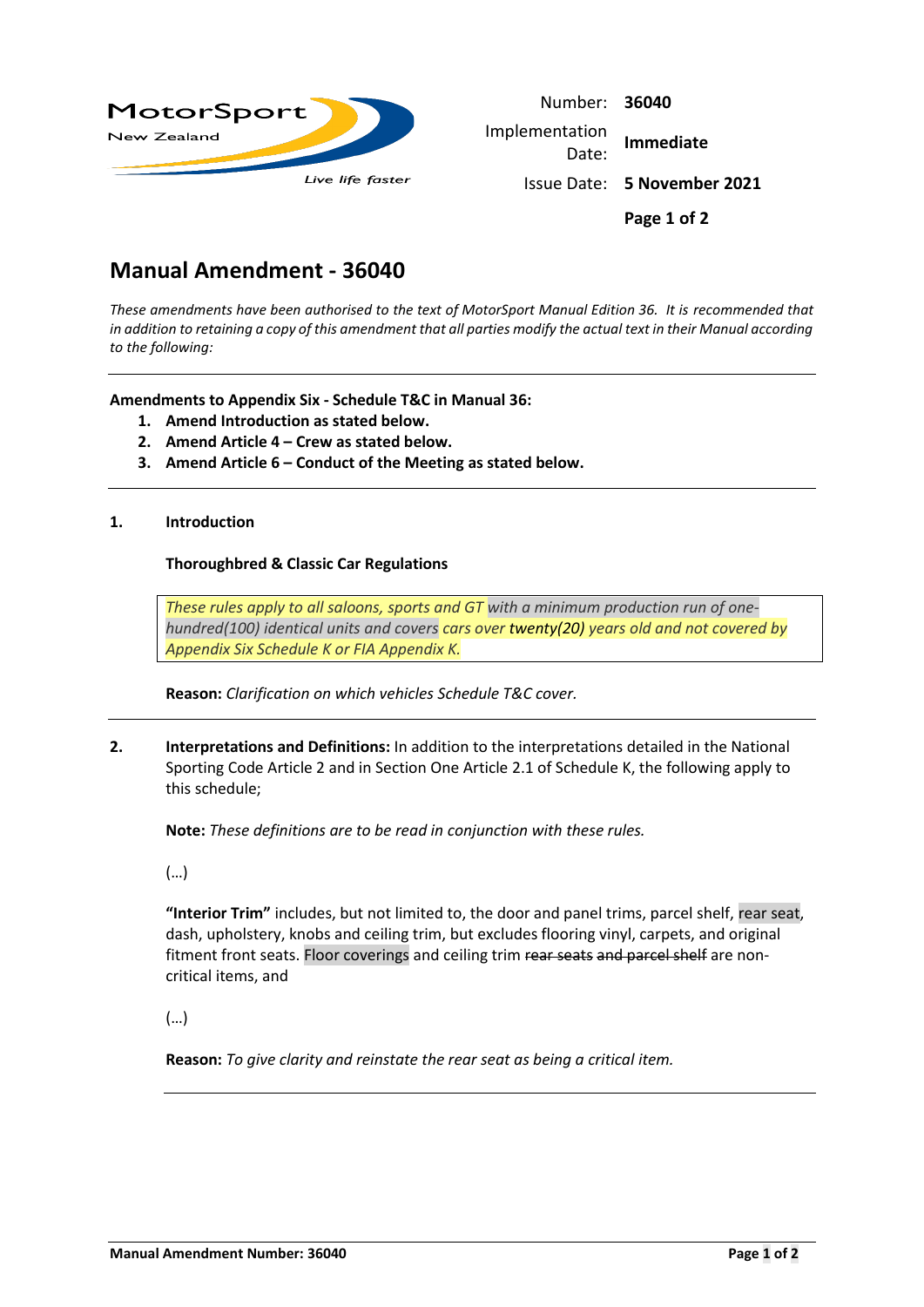Number: **36040**

Implementation Date: **Immediate**

Issue Date: **5 November 2021**

# Manual Amendment - 36040

*These amendments have been authorised to the text of MotorSport Manual Edition 36. It is recommended that in addition to retaining a copy of this amendment that all parties modify the actual text in their Manual according to the following:*

---

**Amendments to Appendix Six - Schedule T&C in Manual 36:**

1. **Amend Introduction as stated below.**
2. **Amend Article 4 – Crew as stated below.**
3. **Amend Article 6 – Conduct of the Meeting as stated below.**

---

**1. Introduction**

**Thoroughbred & Classic Car Regulations**

> *These rules apply to all saloons, sports and GT with a minimum production run of one-hundred(100) identical units and covers cars over* ***twenty(20)*** *years old and not covered by Appendix Six Schedule K or FIA Appendix K.*

**Reason:** *Clarification on which vehicles Schedule T&C cover.*

---

**2. Interpretations and Definitions:** In addition to the interpretations detailed in the National Sporting Code Article 2 and in Section One Article 2.1 of Schedule K, the following apply to this schedule;

**Note:** *These definitions are to be read in conjunction with these rules.*

(…)

**"Interior Trim"** includes, but not limited to, the door and panel trims, parcel shelf, rear seat, dash, upholstery, knobs and ceiling trim, but excludes flooring vinyl, carpets, and original fitment front seats. Floor coverings and ceiling trim ~~rear seats and parcel shelf~~ are non-critical items, and

(…)

**Reason:** *To give clarity and reinstate the rear seat as being a critical item.*

---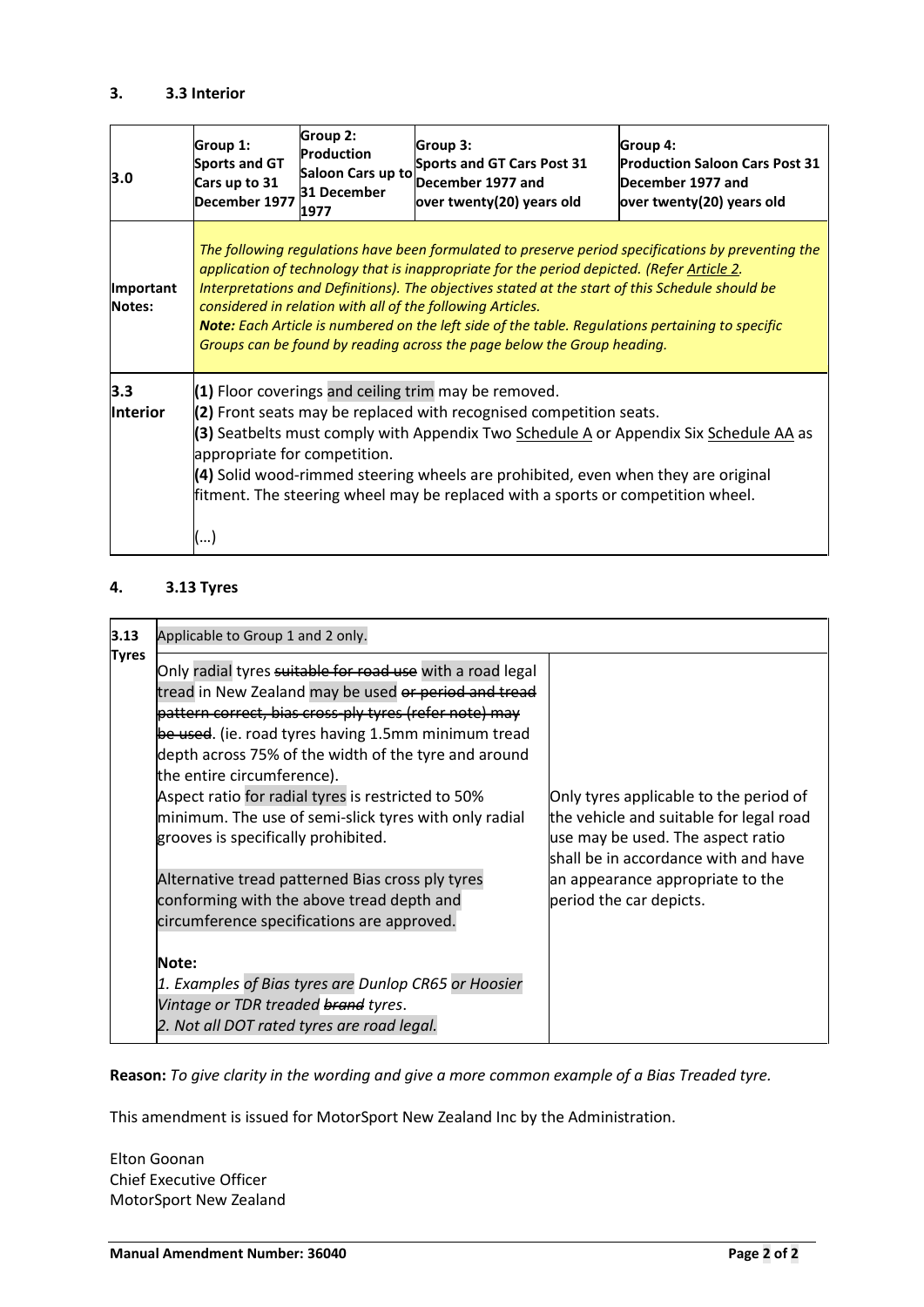## 3. 3.3 Interior

| 3.0 | Group 1: Sports and GT Cars up to 31 December 1977 | Group 2: Production Saloon Cars up to 31 December 1977 | Group 3: Sports and GT Cars Post 31 December 1977 and over twenty(20) years old | Group 4: Production Saloon Cars Post 31 December 1977 and over twenty(20) years old |
|---|---|---|---|---|
| Important Notes: | *The following regulations have been formulated to preserve period specifications by preventing the application of technology that is inappropriate for the period depicted. (Refer Article 2. Interpretations and Definitions). The objectives stated at the start of this Schedule should be considered in relation with all of the following Articles.* ***Note:*** *Each Article is numbered on the left side of the table. Regulations pertaining to specific Groups can be found by reading across the page below the Group heading.* | | | |
| 3.3 Interior | **(1)** Floor coverings and ceiling trim may be removed.<br>**(2)** Front seats may be replaced with recognised competition seats.<br>**(3)** Seatbelts must comply with Appendix Two Schedule A or Appendix Six Schedule AA as appropriate for competition.<br>**(4)** Solid wood-rimmed steering wheels are prohibited, even when they are original fitment. The steering wheel may be replaced with a sports or competition wheel.<br><br>(...) | | | |

## 4. 3.13 Tyres

| 3.13 Tyres | Applicable to Group 1 and 2 only. | |
|---|---|---|
| | Only radial tyres ~~suitable for road use~~ with a road legal tread in New Zealand may be used ~~or period and tread pattern correct, bias cross-ply tyres (refer note) may be used~~. (ie. road tyres having 1.5mm minimum tread depth across 75% of the width of the tyre and around the entire circumference).<br>Aspect ratio for radial tyres is restricted to 50% minimum. The use of semi-slick tyres with only radial grooves is specifically prohibited.<br><br>Alternative tread patterned Bias cross ply tyres conforming with the above tread depth and circumference specifications are approved.<br><br>**Note:**<br>*1. Examples of Bias tyres are Dunlop CR65 or Hoosier Vintage or TDR treaded ~~brand~~ tyres.*<br>*2. Not all DOT rated tyres are road legal.* | Only tyres applicable to the period of the vehicle and suitable for legal road use may be used. The aspect ratio shall be in accordance with and have an appearance appropriate to the period the car depicts. |

**Reason:** *To give clarity in the wording and give a more common example of a Bias Treaded tyre.*

This amendment is issued for MotorSport New Zealand Inc by the Administration.

Elton Goonan
Chief Executive Officer
MotorSport New Zealand

**Manual Amendment Number: 36040**